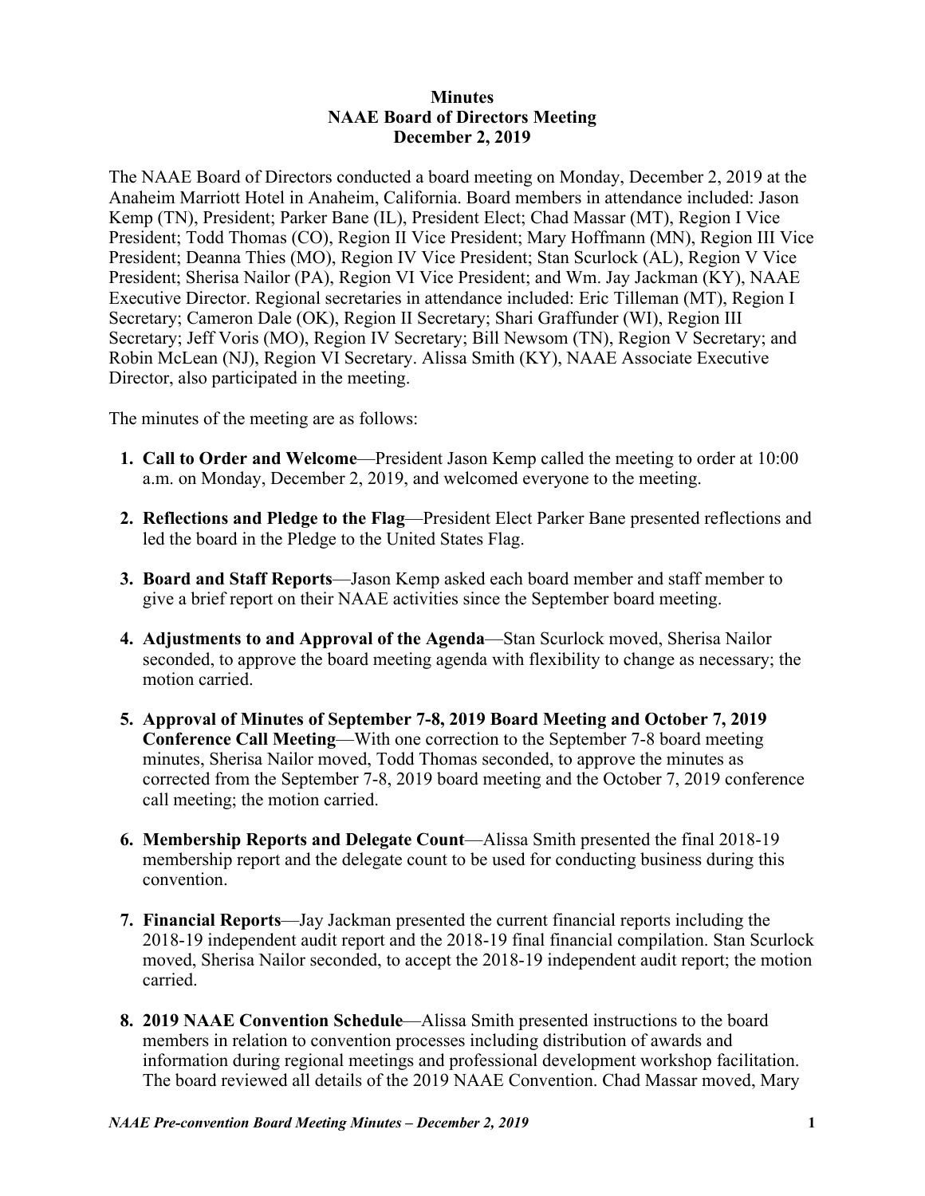**Minutes**
**NAAE Board of Directors Meeting**
**December 2, 2019**

The NAAE Board of Directors conducted a board meeting on Monday, December 2, 2019 at the Anaheim Marriott Hotel in Anaheim, California. Board members in attendance included: Jason Kemp (TN), President; Parker Bane (IL), President Elect; Chad Massar (MT), Region I Vice President; Todd Thomas (CO), Region II Vice President; Mary Hoffmann (MN), Region III Vice President; Deanna Thies (MO), Region IV Vice President; Stan Scurlock (AL), Region V Vice President; Sherisa Nailor (PA), Region VI Vice President; and Wm. Jay Jackman (KY), NAAE Executive Director. Regional secretaries in attendance included: Eric Tilleman (MT), Region I Secretary; Cameron Dale (OK), Region II Secretary; Shari Graffunder (WI), Region III Secretary; Jeff Voris (MO), Region IV Secretary; Bill Newsom (TN), Region V Secretary; and Robin McLean (NJ), Region VI Secretary. Alissa Smith (KY), NAAE Associate Executive Director, also participated in the meeting.

The minutes of the meeting are as follows:

1. **Call to Order and Welcome**—President Jason Kemp called the meeting to order at 10:00 a.m. on Monday, December 2, 2019, and welcomed everyone to the meeting.

2. **Reflections and Pledge to the Flag**—President Elect Parker Bane presented reflections and led the board in the Pledge to the United States Flag.

3. **Board and Staff Reports**—Jason Kemp asked each board member and staff member to give a brief report on their NAAE activities since the September board meeting.

4. **Adjustments to and Approval of the Agenda**—Stan Scurlock moved, Sherisa Nailor seconded, to approve the board meeting agenda with flexibility to change as necessary; the motion carried.

5. **Approval of Minutes of September 7-8, 2019 Board Meeting and October 7, 2019 Conference Call Meeting**—With one correction to the September 7-8 board meeting minutes, Sherisa Nailor moved, Todd Thomas seconded, to approve the minutes as corrected from the September 7-8, 2019 board meeting and the October 7, 2019 conference call meeting; the motion carried.

6. **Membership Reports and Delegate Count**—Alissa Smith presented the final 2018-19 membership report and the delegate count to be used for conducting business during this convention.

7. **Financial Reports**—Jay Jackman presented the current financial reports including the 2018-19 independent audit report and the 2018-19 final financial compilation. Stan Scurlock moved, Sherisa Nailor seconded, to accept the 2018-19 independent audit report; the motion carried.

8. **2019 NAAE Convention Schedule**—Alissa Smith presented instructions to the board members in relation to convention processes including distribution of awards and information during regional meetings and professional development workshop facilitation. The board reviewed all details of the 2019 NAAE Convention. Chad Massar moved, Mary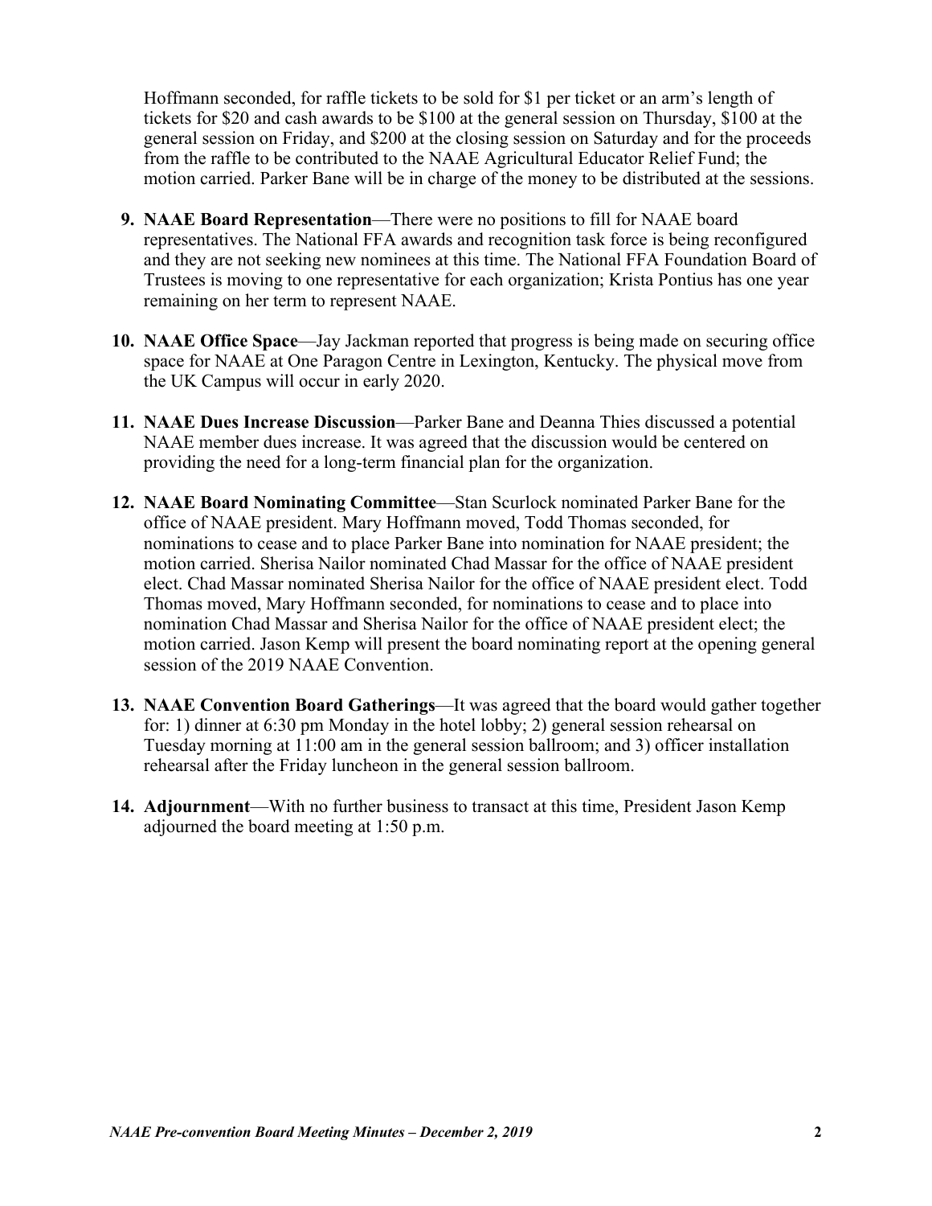Hoffmann seconded, for raffle tickets to be sold for $1 per ticket or an arm's length of tickets for $20 and cash awards to be $100 at the general session on Thursday, $100 at the general session on Friday, and $200 at the closing session on Saturday and for the proceeds from the raffle to be contributed to the NAAE Agricultural Educator Relief Fund; the motion carried. Parker Bane will be in charge of the money to be distributed at the sessions.

9. **NAAE Board Representation**—There were no positions to fill for NAAE board representatives. The National FFA awards and recognition task force is being reconfigured and they are not seeking new nominees at this time. The National FFA Foundation Board of Trustees is moving to one representative for each organization; Krista Pontius has one year remaining on her term to represent NAAE.

10. **NAAE Office Space**—Jay Jackman reported that progress is being made on securing office space for NAAE at One Paragon Centre in Lexington, Kentucky. The physical move from the UK Campus will occur in early 2020.

11. **NAAE Dues Increase Discussion**—Parker Bane and Deanna Thies discussed a potential NAAE member dues increase. It was agreed that the discussion would be centered on providing the need for a long-term financial plan for the organization.

12. **NAAE Board Nominating Committee**—Stan Scurlock nominated Parker Bane for the office of NAAE president. Mary Hoffmann moved, Todd Thomas seconded, for nominations to cease and to place Parker Bane into nomination for NAAE president; the motion carried. Sherisa Nailor nominated Chad Massar for the office of NAAE president elect. Chad Massar nominated Sherisa Nailor for the office of NAAE president elect. Todd Thomas moved, Mary Hoffmann seconded, for nominations to cease and to place into nomination Chad Massar and Sherisa Nailor for the office of NAAE president elect; the motion carried. Jason Kemp will present the board nominating report at the opening general session of the 2019 NAAE Convention.

13. **NAAE Convention Board Gatherings**—It was agreed that the board would gather together for: 1) dinner at 6:30 pm Monday in the hotel lobby; 2) general session rehearsal on Tuesday morning at 11:00 am in the general session ballroom; and 3) officer installation rehearsal after the Friday luncheon in the general session ballroom.

14. **Adjournment**—With no further business to transact at this time, President Jason Kemp adjourned the board meeting at 1:50 p.m.